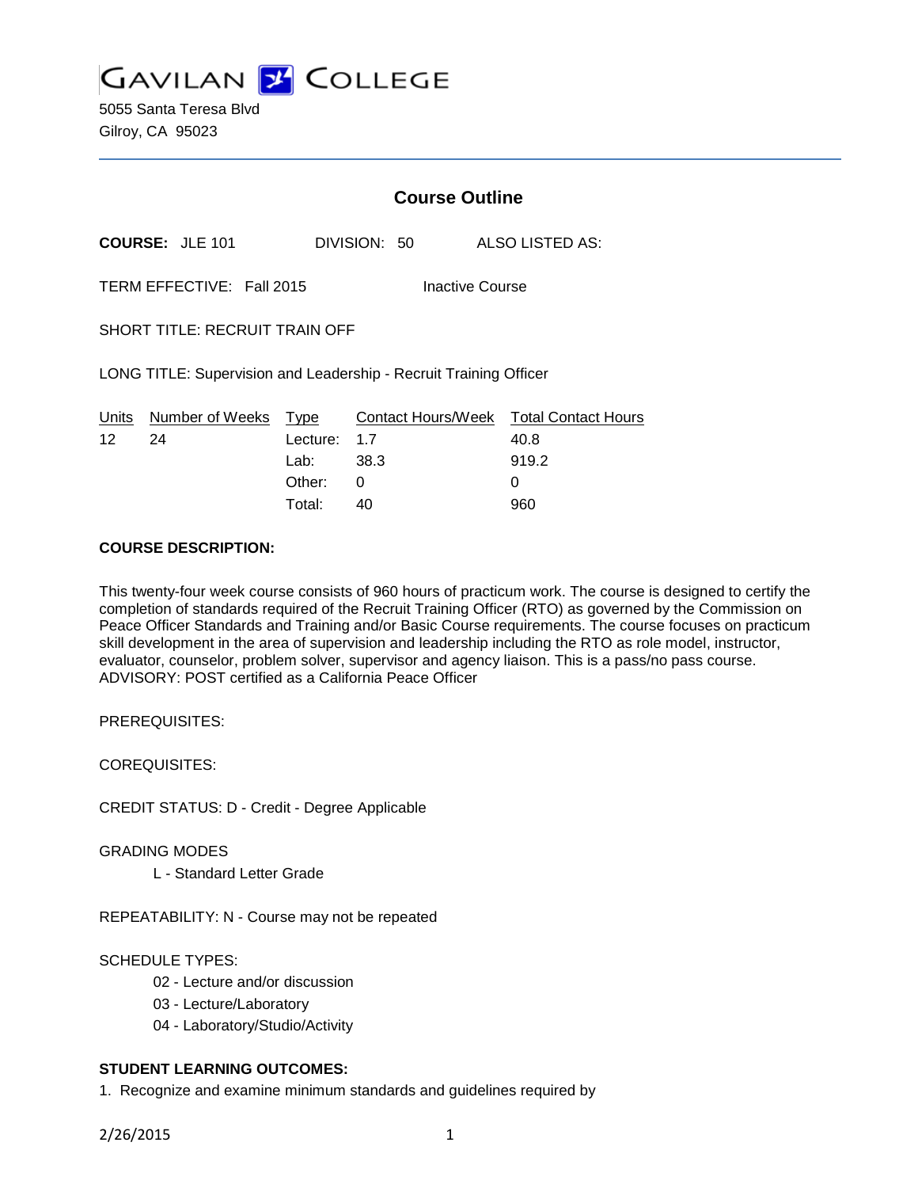# GAVILAN COLLEGE

5055 Santa Teresa Blvd
Gilroy, CA 95023

## Course Outline

**COURSE:** JLE 101 DIVISION: 50 ALSO LISTED AS:

TERM EFFECTIVE: Fall 2015 Inactive Course

SHORT TITLE: RECRUIT TRAIN OFF

LONG TITLE: Supervision and Leadership - Recruit Training Officer

| Units | Number of Weeks | Type | Contact Hours/Week | Total Contact Hours |
|---|---|---|---|---|
| 12 | 24 | Lecture: | 1.7 | 40.8 |
| | | Lab: | 38.3 | 919.2 |
| | | Other: | 0 | 0 |
| | | Total: | 40 | 960 |

**COURSE DESCRIPTION:**

This twenty-four week course consists of 960 hours of practicum work. The course is designed to certify the completion of standards required of the Recruit Training Officer (RTO) as governed by the Commission on Peace Officer Standards and Training and/or Basic Course requirements. The course focuses on practicum skill development in the area of supervision and leadership including the RTO as role model, instructor, evaluator, counselor, problem solver, supervisor and agency liaison. This is a pass/no pass course. ADVISORY: POST certified as a California Peace Officer

PREREQUISITES:

COREQUISITES:

CREDIT STATUS: D - Credit - Degree Applicable

GRADING MODES

L - Standard Letter Grade

REPEATABILITY: N - Course may not be repeated

SCHEDULE TYPES:

02 - Lecture and/or discussion

03 - Lecture/Laboratory

04 - Laboratory/Studio/Activity

**STUDENT LEARNING OUTCOMES:**

1. Recognize and examine minimum standards and guidelines required by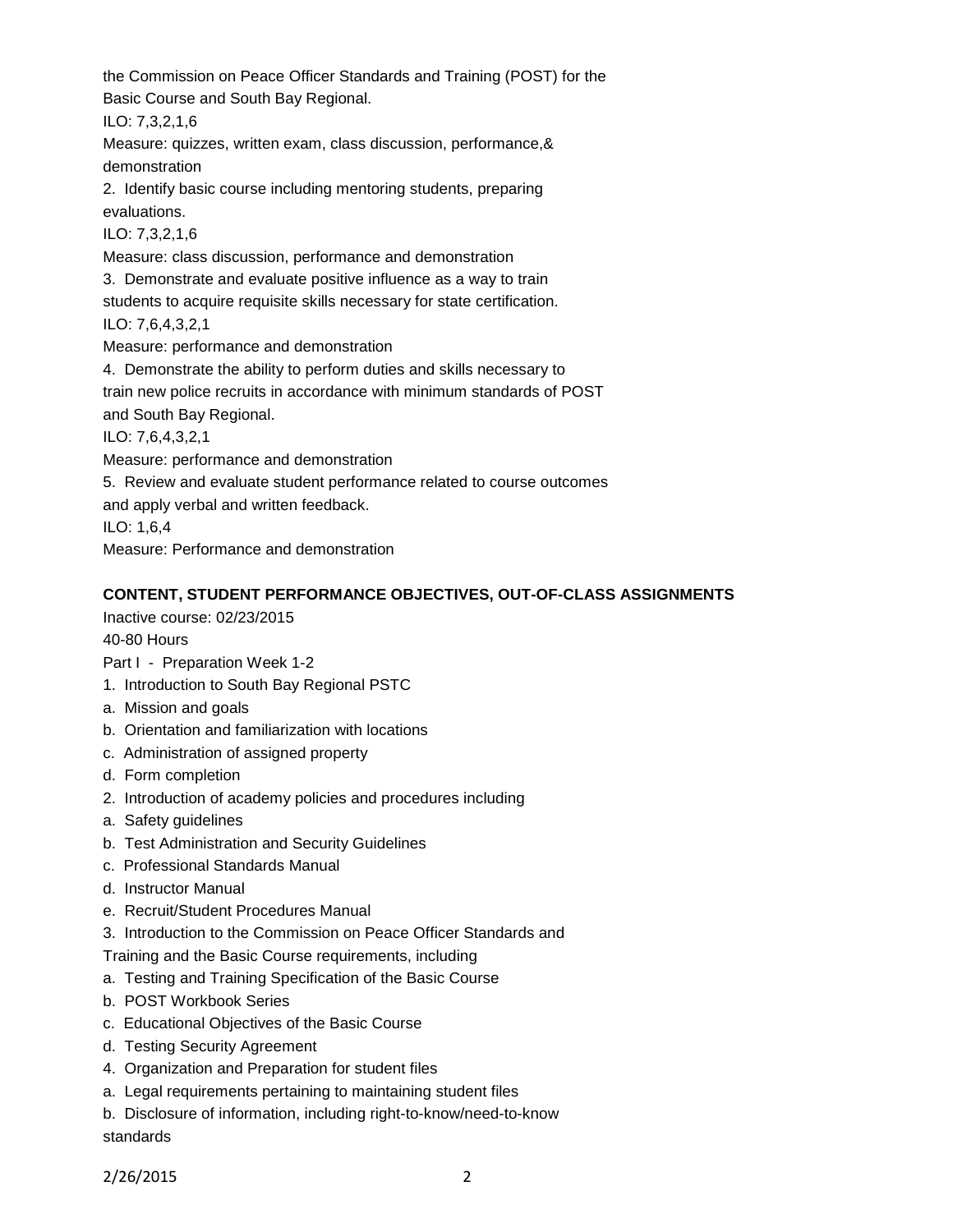the Commission on Peace Officer Standards and Training (POST) for the Basic Course and South Bay Regional.

ILO: 7,3,2,1,6

Measure: quizzes, written exam, class discussion, performance,& demonstration

2. Identify basic course including mentoring students, preparing evaluations.

ILO: 7,3,2,1,6

Measure: class discussion, performance and demonstration

3. Demonstrate and evaluate positive influence as a way to train students to acquire requisite skills necessary for state certification.

ILO: 7,6,4,3,2,1

Measure: performance and demonstration

4. Demonstrate the ability to perform duties and skills necessary to train new police recruits in accordance with minimum standards of POST and South Bay Regional.

ILO: 7,6,4,3,2,1

Measure: performance and demonstration

5. Review and evaluate student performance related to course outcomes and apply verbal and written feedback.

ILO: 1,6,4

Measure: Performance and demonstration

**CONTENT, STUDENT PERFORMANCE OBJECTIVES, OUT-OF-CLASS ASSIGNMENTS**

Inactive course: 02/23/2015

40-80 Hours

Part I - Preparation Week 1-2

1. Introduction to South Bay Regional PSTC
   a. Mission and goals
   b. Orientation and familiarization with locations
   c. Administration of assigned property
   d. Form completion
2. Introduction of academy policies and procedures including
   a. Safety guidelines
   b. Test Administration and Security Guidelines
   c. Professional Standards Manual
   d. Instructor Manual
   e. Recruit/Student Procedures Manual
3. Introduction to the Commission on Peace Officer Standards and Training and the Basic Course requirements, including
   a. Testing and Training Specification of the Basic Course
   b. POST Workbook Series
   c. Educational Objectives of the Basic Course
   d. Testing Security Agreement
4. Organization and Preparation for student files
   a. Legal requirements pertaining to maintaining student files
   b. Disclosure of information, including right-to-know/need-to-know standards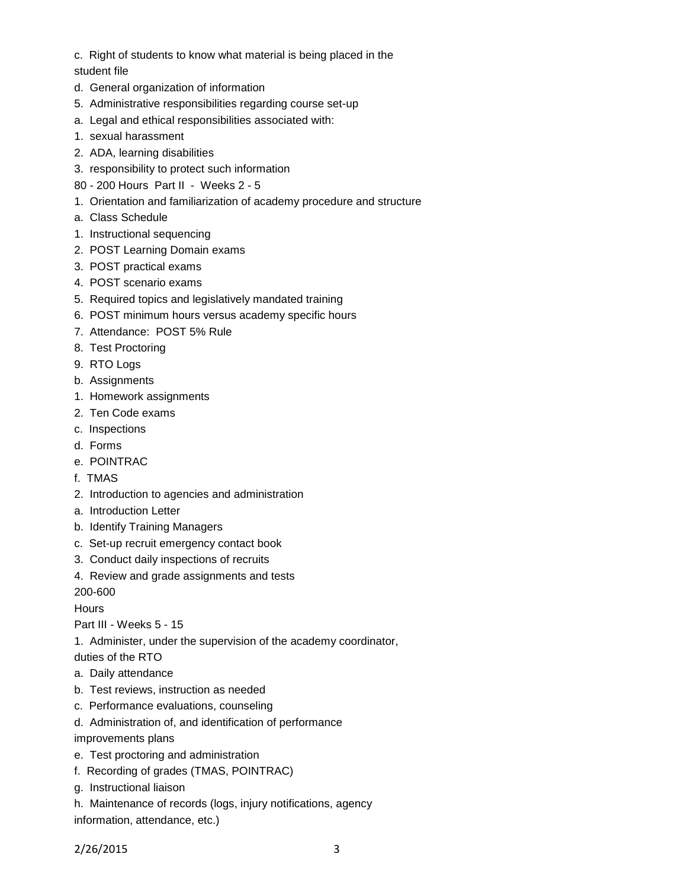c. Right of students to know what material is being placed in the student file

d. General organization of information

5. Administrative responsibilities regarding course set-up

a. Legal and ethical responsibilities associated with:

1. sexual harassment

2. ADA, learning disabilities

3. responsibility to protect such information

80 - 200 Hours Part II - Weeks 2 - 5

1. Orientation and familiarization of academy procedure and structure

a. Class Schedule

1. Instructional sequencing

2. POST Learning Domain exams

3. POST practical exams

4. POST scenario exams

5. Required topics and legislatively mandated training

6. POST minimum hours versus academy specific hours

7. Attendance: POST 5% Rule

8. Test Proctoring

9. RTO Logs

b. Assignments

1. Homework assignments

2. Ten Code exams

c. Inspections

d. Forms

e. POINTRAC

f. TMAS

2. Introduction to agencies and administration

a. Introduction Letter

b. Identify Training Managers

c. Set-up recruit emergency contact book

3. Conduct daily inspections of recruits

4. Review and grade assignments and tests

200-600 Hours

Part III - Weeks 5 - 15

1. Administer, under the supervision of the academy coordinator, duties of the RTO

a. Daily attendance

b. Test reviews, instruction as needed

c. Performance evaluations, counseling

d. Administration of, and identification of performance improvements plans

e. Test proctoring and administration

f. Recording of grades (TMAS, POINTRAC)

g. Instructional liaison

h. Maintenance of records (logs, injury notifications, agency information, attendance, etc.)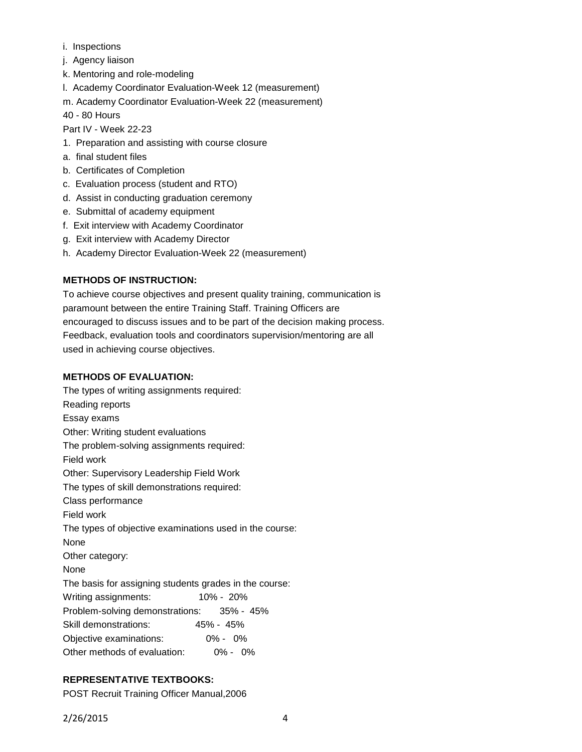i. Inspections

j. Agency liaison

k. Mentoring and role-modeling

l. Academy Coordinator Evaluation-Week 12 (measurement)

m. Academy Coordinator Evaluation-Week 22 (measurement)

40 - 80 Hours

Part IV - Week 22-23

1. Preparation and assisting with course closure

a. final student files

b. Certificates of Completion

c. Evaluation process (student and RTO)

d. Assist in conducting graduation ceremony

e. Submittal of academy equipment

f. Exit interview with Academy Coordinator

g. Exit interview with Academy Director

h. Academy Director Evaluation-Week 22 (measurement)

**METHODS OF INSTRUCTION:**

To achieve course objectives and present quality training, communication is paramount between the entire Training Staff. Training Officers are encouraged to discuss issues and to be part of the decision making process. Feedback, evaluation tools and coordinators supervision/mentoring are all used in achieving course objectives.

**METHODS OF EVALUATION:**

The types of writing assignments required:

Reading reports

Essay exams

Other: Writing student evaluations

The problem-solving assignments required:

Field work

Other: Supervisory Leadership Field Work

The types of skill demonstrations required:

Class performance

Field work

The types of objective examinations used in the course:

None

Other category:

None

The basis for assigning students grades in the course:

| | |
|---|---|
| Writing assignments: | 10% - 20% |
| Problem-solving demonstrations: | 35% - 45% |
| Skill demonstrations: | 45% - 45% |
| Objective examinations: | 0% - 0% |
| Other methods of evaluation: | 0% - 0% |

**REPRESENTATIVE TEXTBOOKS:**

POST Recruit Training Officer Manual,2006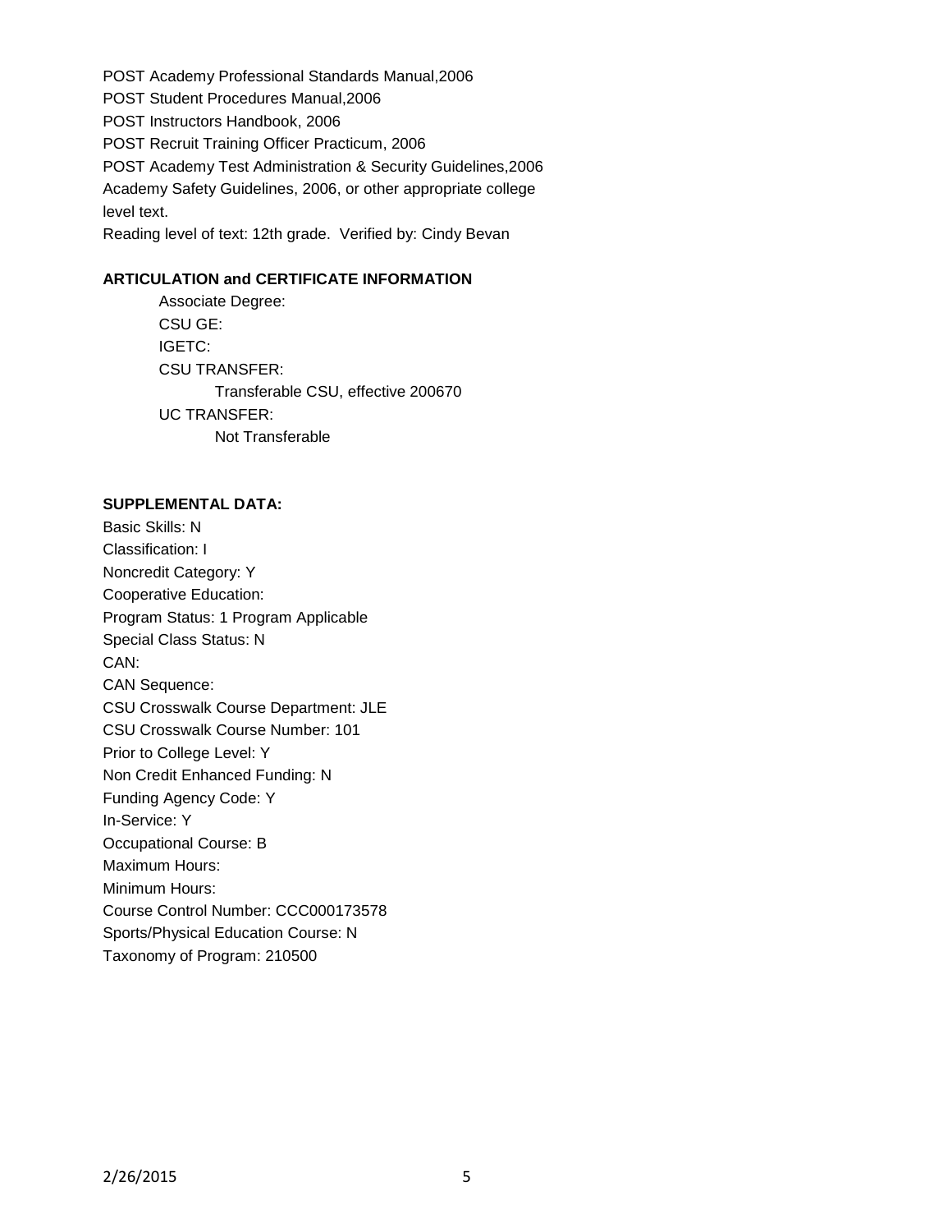POST Academy Professional Standards Manual,2006
POST Student Procedures Manual,2006
POST Instructors Handbook, 2006
POST Recruit Training Officer Practicum, 2006
POST Academy Test Administration & Security Guidelines,2006
Academy Safety Guidelines, 2006, or other appropriate college level text.
Reading level of text: 12th grade. Verified by: Cindy Bevan

**ARTICULATION and CERTIFICATE INFORMATION**

Associate Degree:
CSU GE:
IGETC:
CSU TRANSFER:
Transferable CSU, effective 200670
UC TRANSFER:
Not Transferable

**SUPPLEMENTAL DATA:**

Basic Skills: N
Classification: I
Noncredit Category: Y
Cooperative Education:
Program Status: 1 Program Applicable
Special Class Status: N
CAN:
CAN Sequence:
CSU Crosswalk Course Department: JLE
CSU Crosswalk Course Number: 101
Prior to College Level: Y
Non Credit Enhanced Funding: N
Funding Agency Code: Y
In-Service: Y
Occupational Course: B
Maximum Hours:
Minimum Hours:
Course Control Number: CCC000173578
Sports/Physical Education Course: N
Taxonomy of Program: 210500